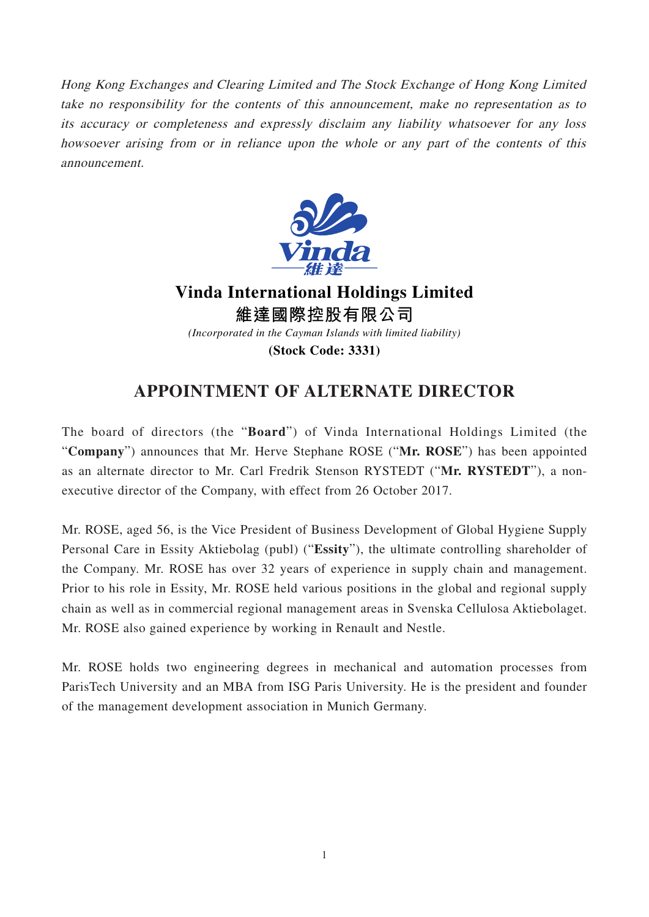*Hong Kong Exchanges and Clearing Limited and The Stock Exchange of Hong Kong Limited take no responsibility for the contents of this announcement, make no representation as to its accuracy or completeness and expressly disclaim any liability whatsoever for any loss howsoever arising from or in reliance upon the whole or any part of the contents of this announcement.*

# Vinda International Holdings Limited
# 維達國際控股有限公司

*(Incorporated in the Cayman Islands with limited liability)*

**(Stock Code: 3331)**

## APPOINTMENT OF ALTERNATE DIRECTOR

The board of directors (the "**Board**") of Vinda International Holdings Limited (the "**Company**") announces that Mr. Herve Stephane ROSE ("**Mr. ROSE**") has been appointed as an alternate director to Mr. Carl Fredrik Stenson RYSTEDT ("**Mr. RYSTEDT**"), a non-executive director of the Company, with effect from 26 October 2017.

Mr. ROSE, aged 56, is the Vice President of Business Development of Global Hygiene Supply Personal Care in Essity Aktiebolag (publ) ("**Essity**"), the ultimate controlling shareholder of the Company. Mr. ROSE has over 32 years of experience in supply chain and management. Prior to his role in Essity, Mr. ROSE held various positions in the global and regional supply chain as well as in commercial regional management areas in Svenska Cellulosa Aktiebolaget. Mr. ROSE also gained experience by working in Renault and Nestle.

Mr. ROSE holds two engineering degrees in mechanical and automation processes from ParisTech University and an MBA from ISG Paris University. He is the president and founder of the management development association in Munich Germany.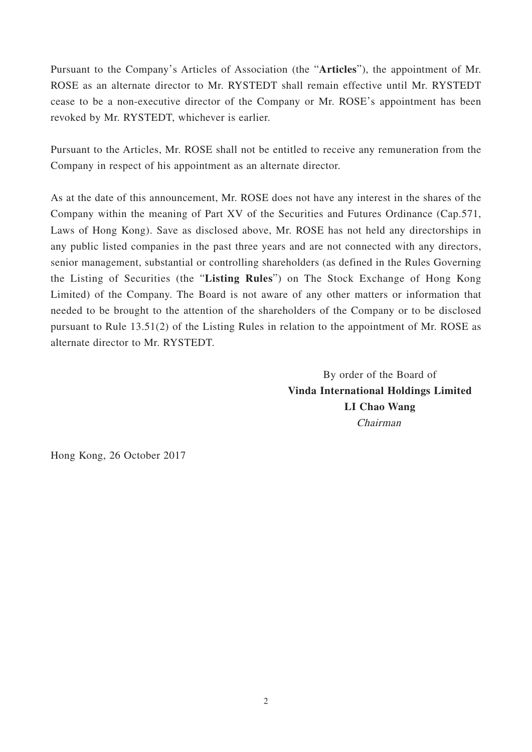Pursuant to the Company's Articles of Association (the "**Articles**"), the appointment of Mr. ROSE as an alternate director to Mr. RYSTEDT shall remain effective until Mr. RYSTEDT cease to be a non-executive director of the Company or Mr. ROSE's appointment has been revoked by Mr. RYSTEDT, whichever is earlier.

Pursuant to the Articles, Mr. ROSE shall not be entitled to receive any remuneration from the Company in respect of his appointment as an alternate director.

As at the date of this announcement, Mr. ROSE does not have any interest in the shares of the Company within the meaning of Part XV of the Securities and Futures Ordinance (Cap.571, Laws of Hong Kong). Save as disclosed above, Mr. ROSE has not held any directorships in any public listed companies in the past three years and are not connected with any directors, senior management, substantial or controlling shareholders (as defined in the Rules Governing the Listing of Securities (the "**Listing Rules**") on The Stock Exchange of Hong Kong Limited) of the Company. The Board is not aware of any other matters or information that needed to be brought to the attention of the shareholders of the Company or to be disclosed pursuant to Rule 13.51(2) of the Listing Rules in relation to the appointment of Mr. ROSE as alternate director to Mr. RYSTEDT.

By order of the Board of
**Vinda International Holdings Limited**
**LI Chao Wang**
*Chairman*

Hong Kong, 26 October 2017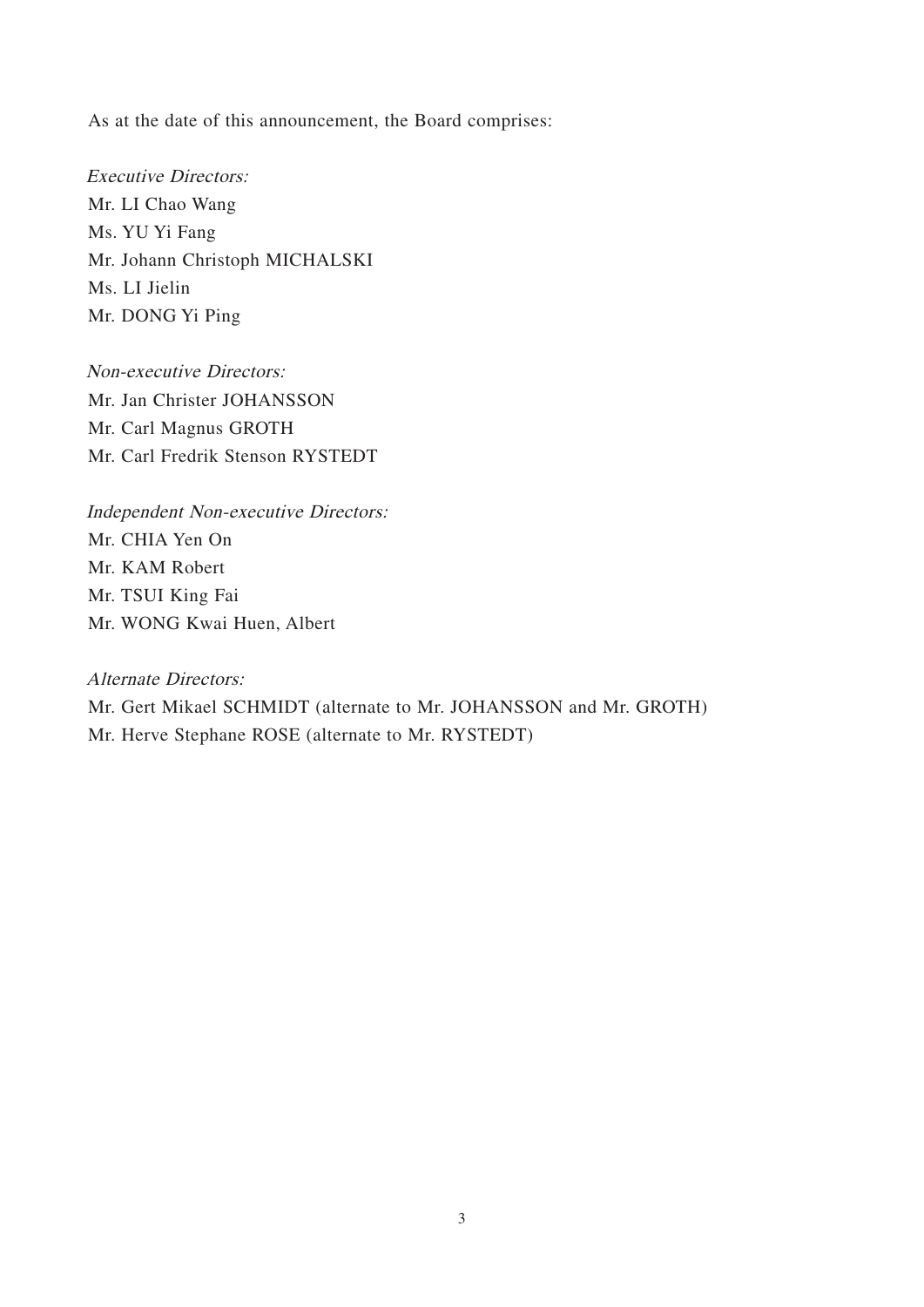As at the date of this announcement, the Board comprises:

*Executive Directors:*
Mr. LI Chao Wang
Ms. YU Yi Fang
Mr. Johann Christoph MICHALSKI
Ms. LI Jielin
Mr. DONG Yi Ping

*Non-executive Directors:*
Mr. Jan Christer JOHANSSON
Mr. Carl Magnus GROTH
Mr. Carl Fredrik Stenson RYSTEDT

*Independent Non-executive Directors:*
Mr. CHIA Yen On
Mr. KAM Robert
Mr. TSUI King Fai
Mr. WONG Kwai Huen, Albert

*Alternate Directors:*
Mr. Gert Mikael SCHMIDT (alternate to Mr. JOHANSSON and Mr. GROTH)
Mr. Herve Stephane ROSE (alternate to Mr. RYSTEDT)